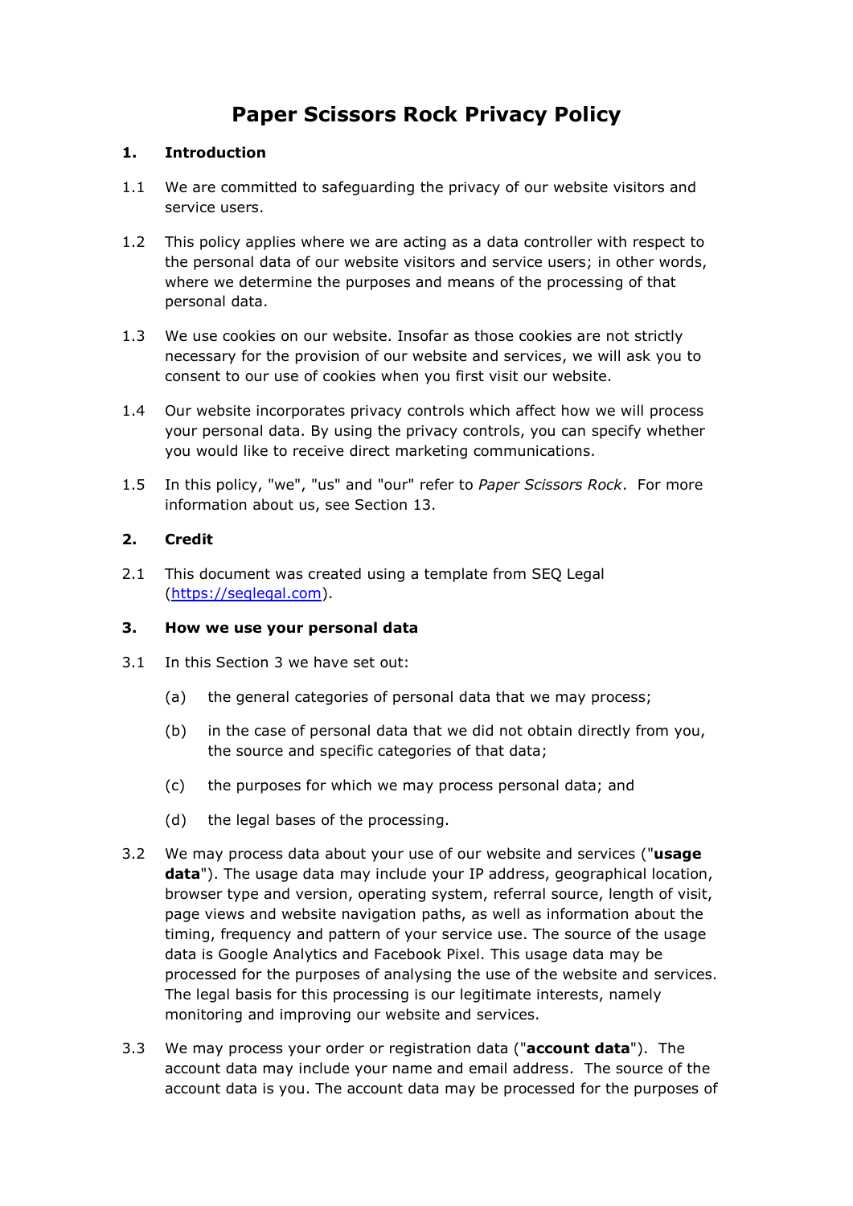# Paper Scissors Rock Privacy Policy

## 1. Introduction

1.1 We are committed to safeguarding the privacy of our website visitors and service users.

1.2 This policy applies where we are acting as a data controller with respect to the personal data of our website visitors and service users; in other words, where we determine the purposes and means of the processing of that personal data.

1.3 We use cookies on our website. Insofar as those cookies are not strictly necessary for the provision of our website and services, we will ask you to consent to our use of cookies when you first visit our website.

1.4 Our website incorporates privacy controls which affect how we will process your personal data. By using the privacy controls, you can specify whether you would like to receive direct marketing communications.

1.5 In this policy, "we", "us" and "our" refer to *Paper Scissors Rock*. For more information about us, see Section 13.

## 2. Credit

2.1 This document was created using a template from SEQ Legal ([https://seqlegal.com](https://seqlegal.com)).

## 3. How we use your personal data

3.1 In this Section 3 we have set out:

(a) the general categories of personal data that we may process;

(b) in the case of personal data that we did not obtain directly from you, the source and specific categories of that data;

(c) the purposes for which we may process personal data; and

(d) the legal bases of the processing.

3.2 We may process data about your use of our website and services ("**usage data**"). The usage data may include your IP address, geographical location, browser type and version, operating system, referral source, length of visit, page views and website navigation paths, as well as information about the timing, frequency and pattern of your service use. The source of the usage data is Google Analytics and Facebook Pixel. This usage data may be processed for the purposes of analysing the use of the website and services. The legal basis for this processing is our legitimate interests, namely monitoring and improving our website and services.

3.3 We may process your order or registration data ("**account data**"). The account data may include your name and email address. The source of the account data is you. The account data may be processed for the purposes of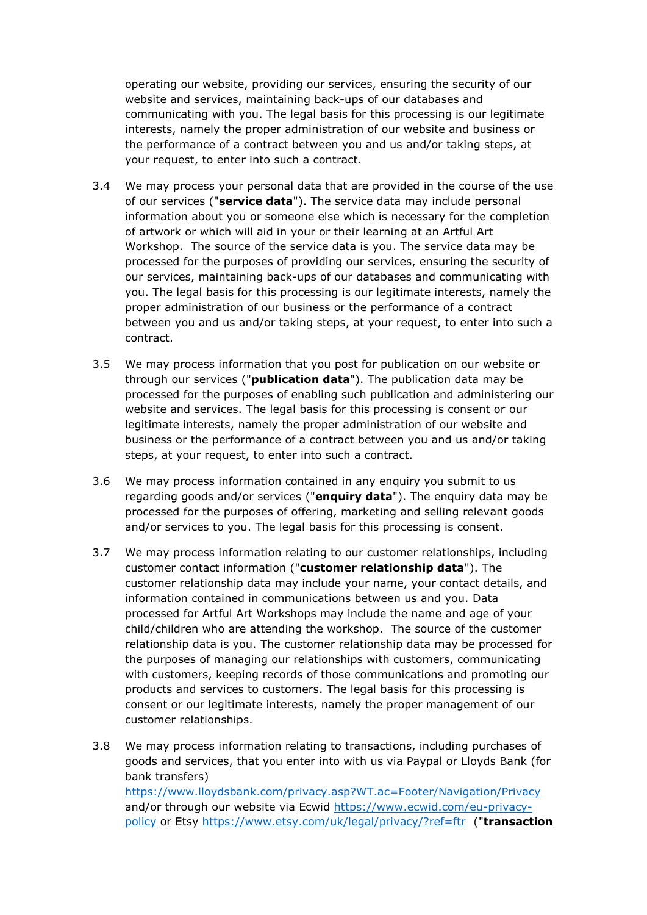operating our website, providing our services, ensuring the security of our website and services, maintaining back-ups of our databases and communicating with you. The legal basis for this processing is our legitimate interests, namely the proper administration of our website and business or the performance of a contract between you and us and/or taking steps, at your request, to enter into such a contract.

3.4 We may process your personal data that are provided in the course of the use of our services ("**service data**"). The service data may include personal information about you or someone else which is necessary for the completion of artwork or which will aid in your or their learning at an Artful Art Workshop. The source of the service data is you. The service data may be processed for the purposes of providing our services, ensuring the security of our services, maintaining back-ups of our databases and communicating with you. The legal basis for this processing is our legitimate interests, namely the proper administration of our business or the performance of a contract between you and us and/or taking steps, at your request, to enter into such a contract.

3.5 We may process information that you post for publication on our website or through our services ("**publication data**"). The publication data may be processed for the purposes of enabling such publication and administering our website and services. The legal basis for this processing is consent or our legitimate interests, namely the proper administration of our website and business or the performance of a contract between you and us and/or taking steps, at your request, to enter into such a contract.

3.6 We may process information contained in any enquiry you submit to us regarding goods and/or services ("**enquiry data**"). The enquiry data may be processed for the purposes of offering, marketing and selling relevant goods and/or services to you. The legal basis for this processing is consent.

3.7 We may process information relating to our customer relationships, including customer contact information ("**customer relationship data**"). The customer relationship data may include your name, your contact details, and information contained in communications between us and you. Data processed for Artful Art Workshops may include the name and age of your child/children who are attending the workshop. The source of the customer relationship data is you. The customer relationship data may be processed for the purposes of managing our relationships with customers, communicating with customers, keeping records of those communications and promoting our products and services to customers. The legal basis for this processing is consent or our legitimate interests, namely the proper management of our customer relationships.

3.8 We may process information relating to transactions, including purchases of goods and services, that you enter into with us via Paypal or Lloyds Bank (for bank transfers) https://www.lloydsbank.com/privacy.asp?WT.ac=Footer/Navigation/Privacy and/or through our website via Ecwid https://www.ecwid.com/eu-privacy-policy or Etsy https://www.etsy.com/uk/legal/privacy/?ref=ftr ("**transaction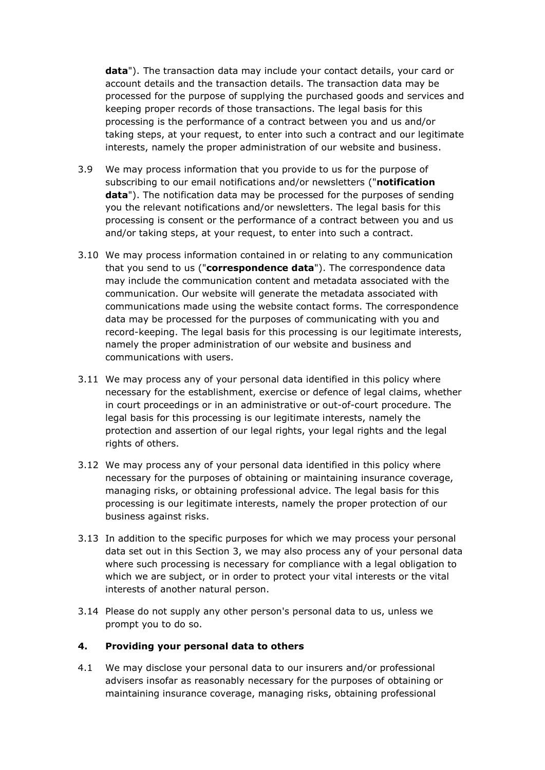**data**"). The transaction data may include your contact details, your card or account details and the transaction details. The transaction data may be processed for the purpose of supplying the purchased goods and services and keeping proper records of those transactions. The legal basis for this processing is the performance of a contract between you and us and/or taking steps, at your request, to enter into such a contract and our legitimate interests, namely the proper administration of our website and business.

3.9 We may process information that you provide to us for the purpose of subscribing to our email notifications and/or newsletters ("**notification data**"). The notification data may be processed for the purposes of sending you the relevant notifications and/or newsletters. The legal basis for this processing is consent or the performance of a contract between you and us and/or taking steps, at your request, to enter into such a contract.

3.10 We may process information contained in or relating to any communication that you send to us ("**correspondence data**"). The correspondence data may include the communication content and metadata associated with the communication. Our website will generate the metadata associated with communications made using the website contact forms. The correspondence data may be processed for the purposes of communicating with you and record-keeping. The legal basis for this processing is our legitimate interests, namely the proper administration of our website and business and communications with users.

3.11 We may process any of your personal data identified in this policy where necessary for the establishment, exercise or defence of legal claims, whether in court proceedings or in an administrative or out-of-court procedure. The legal basis for this processing is our legitimate interests, namely the protection and assertion of our legal rights, your legal rights and the legal rights of others.

3.12 We may process any of your personal data identified in this policy where necessary for the purposes of obtaining or maintaining insurance coverage, managing risks, or obtaining professional advice. The legal basis for this processing is our legitimate interests, namely the proper protection of our business against risks.

3.13 In addition to the specific purposes for which we may process your personal data set out in this Section 3, we may also process any of your personal data where such processing is necessary for compliance with a legal obligation to which we are subject, or in order to protect your vital interests or the vital interests of another natural person.

3.14 Please do not supply any other person's personal data to us, unless we prompt you to do so.

## 4. Providing your personal data to others

4.1 We may disclose your personal data to our insurers and/or professional advisers insofar as reasonably necessary for the purposes of obtaining or maintaining insurance coverage, managing risks, obtaining professional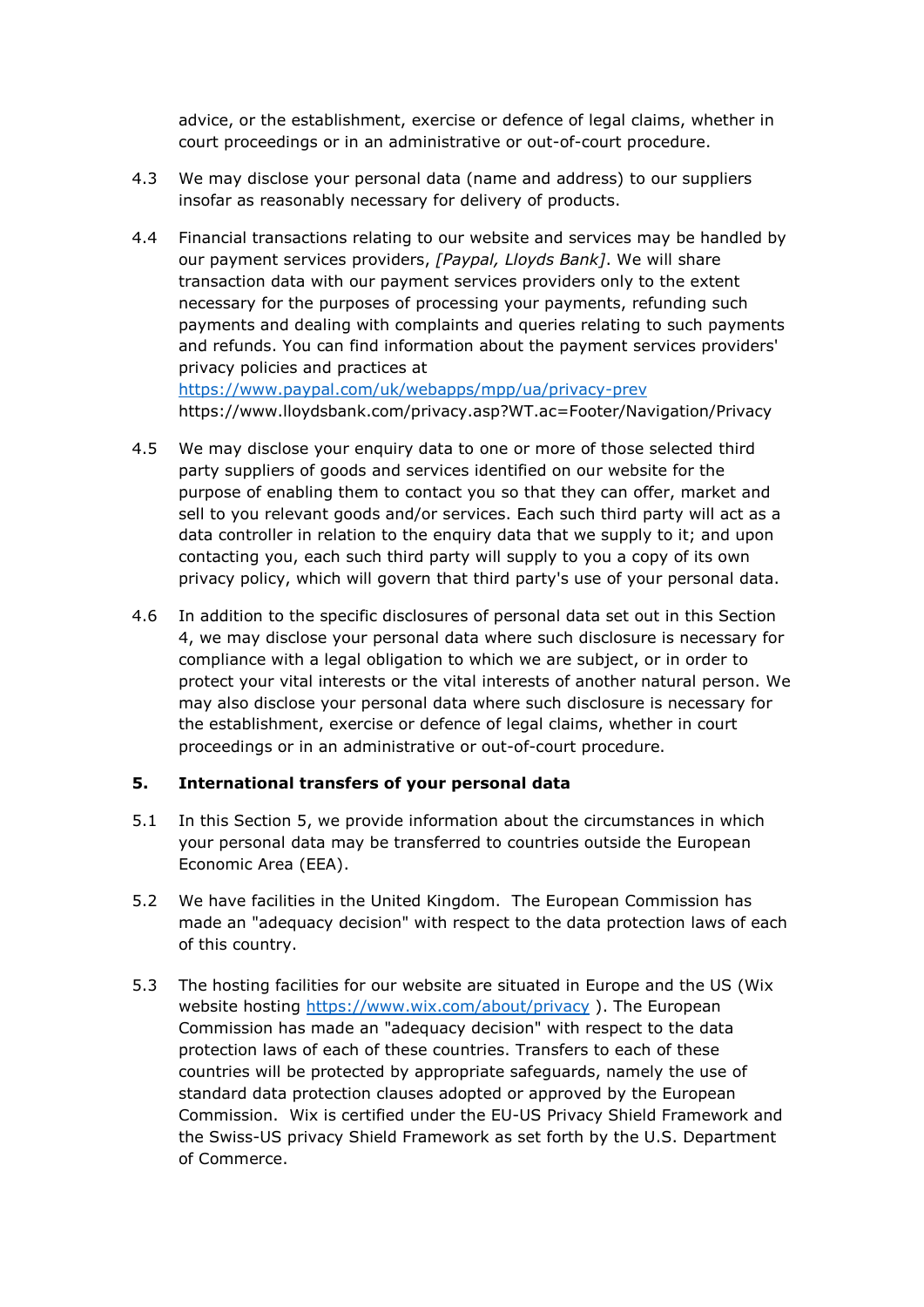advice, or the establishment, exercise or defence of legal claims, whether in court proceedings or in an administrative or out-of-court procedure.

4.3 We may disclose your personal data (name and address) to our suppliers insofar as reasonably necessary for delivery of products.

4.4 Financial transactions relating to our website and services may be handled by our payment services providers, *[Paypal, Lloyds Bank]*. We will share transaction data with our payment services providers only to the extent necessary for the purposes of processing your payments, refunding such payments and dealing with complaints and queries relating to such payments and refunds. You can find information about the payment services providers' privacy policies and practices at [https://www.paypal.com/uk/webapps/mpp/ua/privacy-prev](https://www.paypal.com/uk/webapps/mpp/ua/privacy-prev) https://www.lloydsbank.com/privacy.asp?WT.ac=Footer/Navigation/Privacy

4.5 We may disclose your enquiry data to one or more of those selected third party suppliers of goods and services identified on our website for the purpose of enabling them to contact you so that they can offer, market and sell to you relevant goods and/or services. Each such third party will act as a data controller in relation to the enquiry data that we supply to it; and upon contacting you, each such third party will supply to you a copy of its own privacy policy, which will govern that third party's use of your personal data.

4.6 In addition to the specific disclosures of personal data set out in this Section 4, we may disclose your personal data where such disclosure is necessary for compliance with a legal obligation to which we are subject, or in order to protect your vital interests or the vital interests of another natural person. We may also disclose your personal data where such disclosure is necessary for the establishment, exercise or defence of legal claims, whether in court proceedings or in an administrative or out-of-court procedure.

**5. International transfers of your personal data**

5.1 In this Section 5, we provide information about the circumstances in which your personal data may be transferred to countries outside the European Economic Area (EEA).

5.2 We have facilities in the United Kingdom. The European Commission has made an "adequacy decision" with respect to the data protection laws of each of this country.

5.3 The hosting facilities for our website are situated in Europe and the US (Wix website hosting [https://www.wix.com/about/privacy](https://www.wix.com/about/privacy) ). The European Commission has made an "adequacy decision" with respect to the data protection laws of each of these countries. Transfers to each of these countries will be protected by appropriate safeguards, namely the use of standard data protection clauses adopted or approved by the European Commission. Wix is certified under the EU-US Privacy Shield Framework and the Swiss-US privacy Shield Framework as set forth by the U.S. Department of Commerce.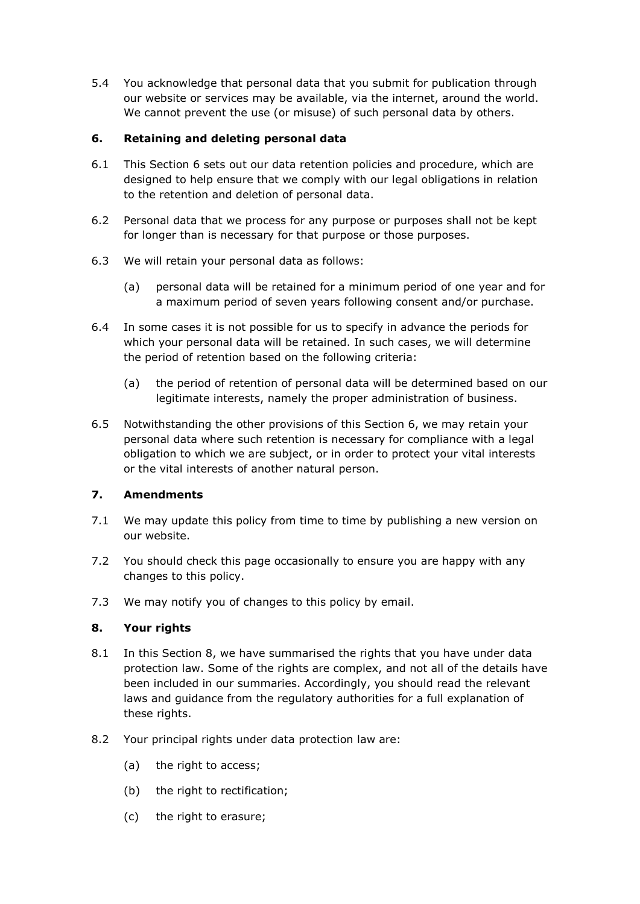5.4 You acknowledge that personal data that you submit for publication through our website or services may be available, via the internet, around the world. We cannot prevent the use (or misuse) of such personal data by others.

## 6. Retaining and deleting personal data

6.1 This Section 6 sets out our data retention policies and procedure, which are designed to help ensure that we comply with our legal obligations in relation to the retention and deletion of personal data.

6.2 Personal data that we process for any purpose or purposes shall not be kept for longer than is necessary for that purpose or those purposes.

6.3 We will retain your personal data as follows:

(a) personal data will be retained for a minimum period of one year and for a maximum period of seven years following consent and/or purchase.

6.4 In some cases it is not possible for us to specify in advance the periods for which your personal data will be retained. In such cases, we will determine the period of retention based on the following criteria:

(a) the period of retention of personal data will be determined based on our legitimate interests, namely the proper administration of business.

6.5 Notwithstanding the other provisions of this Section 6, we may retain your personal data where such retention is necessary for compliance with a legal obligation to which we are subject, or in order to protect your vital interests or the vital interests of another natural person.

## 7. Amendments

7.1 We may update this policy from time to time by publishing a new version on our website.

7.2 You should check this page occasionally to ensure you are happy with any changes to this policy.

7.3 We may notify you of changes to this policy by email.

## 8. Your rights

8.1 In this Section 8, we have summarised the rights that you have under data protection law. Some of the rights are complex, and not all of the details have been included in our summaries. Accordingly, you should read the relevant laws and guidance from the regulatory authorities for a full explanation of these rights.

8.2 Your principal rights under data protection law are:

(a) the right to access;

(b) the right to rectification;

(c) the right to erasure;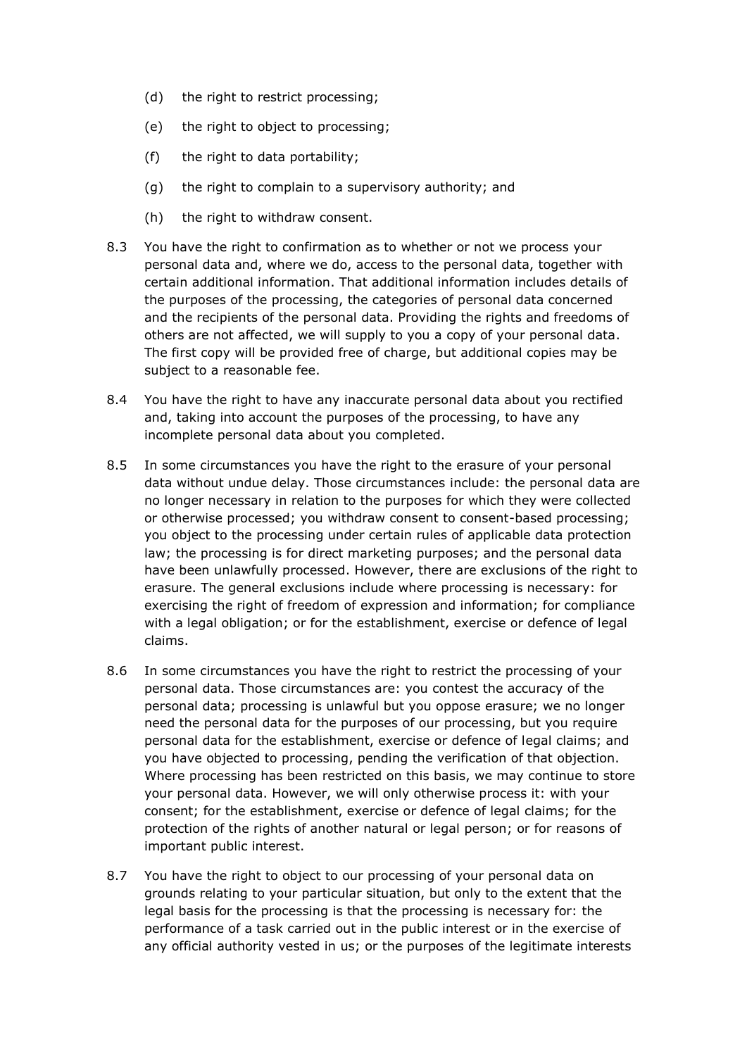(d) the right to restrict processing;

(e) the right to object to processing;

(f) the right to data portability;

(g) the right to complain to a supervisory authority; and

(h) the right to withdraw consent.

8.3 You have the right to confirmation as to whether or not we process your personal data and, where we do, access to the personal data, together with certain additional information. That additional information includes details of the purposes of the processing, the categories of personal data concerned and the recipients of the personal data. Providing the rights and freedoms of others are not affected, we will supply to you a copy of your personal data. The first copy will be provided free of charge, but additional copies may be subject to a reasonable fee.

8.4 You have the right to have any inaccurate personal data about you rectified and, taking into account the purposes of the processing, to have any incomplete personal data about you completed.

8.5 In some circumstances you have the right to the erasure of your personal data without undue delay. Those circumstances include: the personal data are no longer necessary in relation to the purposes for which they were collected or otherwise processed; you withdraw consent to consent-based processing; you object to the processing under certain rules of applicable data protection law; the processing is for direct marketing purposes; and the personal data have been unlawfully processed. However, there are exclusions of the right to erasure. The general exclusions include where processing is necessary: for exercising the right of freedom of expression and information; for compliance with a legal obligation; or for the establishment, exercise or defence of legal claims.

8.6 In some circumstances you have the right to restrict the processing of your personal data. Those circumstances are: you contest the accuracy of the personal data; processing is unlawful but you oppose erasure; we no longer need the personal data for the purposes of our processing, but you require personal data for the establishment, exercise or defence of legal claims; and you have objected to processing, pending the verification of that objection. Where processing has been restricted on this basis, we may continue to store your personal data. However, we will only otherwise process it: with your consent; for the establishment, exercise or defence of legal claims; for the protection of the rights of another natural or legal person; or for reasons of important public interest.

8.7 You have the right to object to our processing of your personal data on grounds relating to your particular situation, but only to the extent that the legal basis for the processing is that the processing is necessary for: the performance of a task carried out in the public interest or in the exercise of any official authority vested in us; or the purposes of the legitimate interests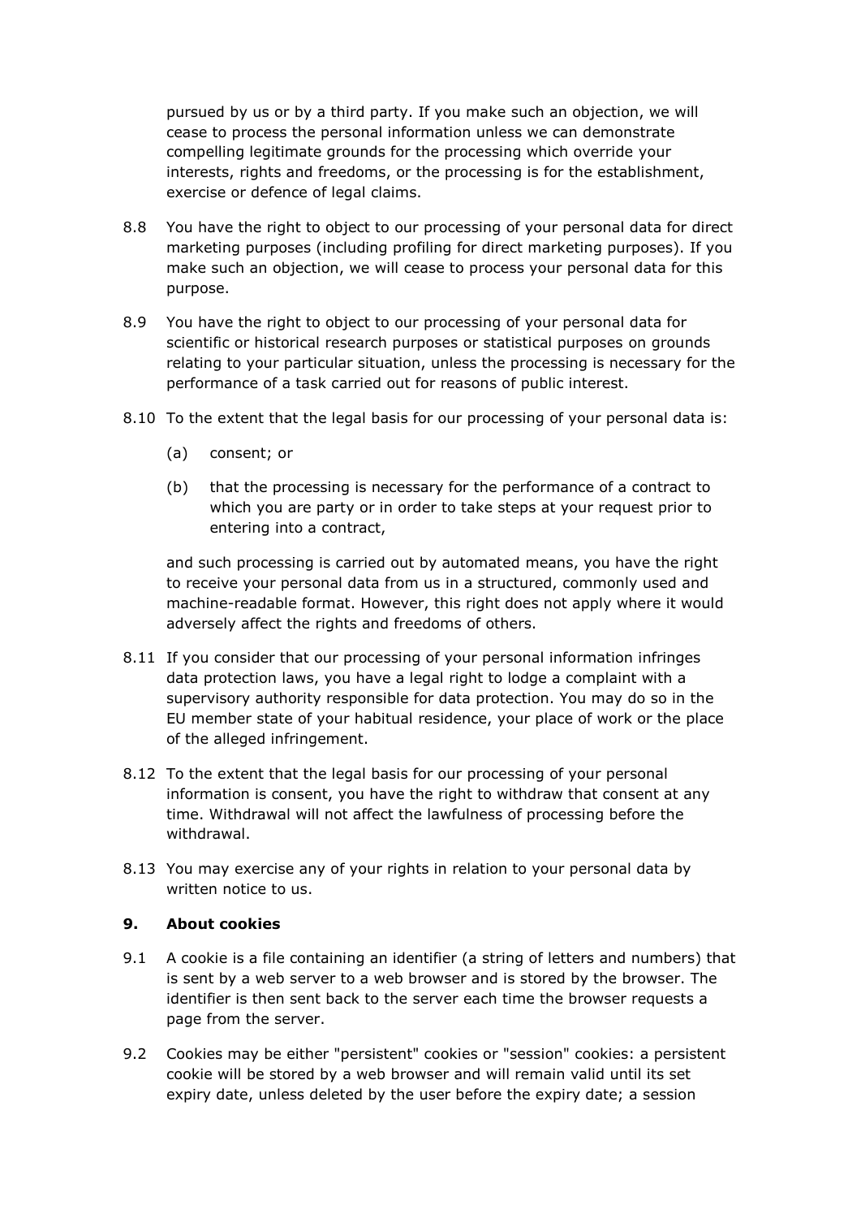pursued by us or by a third party. If you make such an objection, we will cease to process the personal information unless we can demonstrate compelling legitimate grounds for the processing which override your interests, rights and freedoms, or the processing is for the establishment, exercise or defence of legal claims.

8.8 You have the right to object to our processing of your personal data for direct marketing purposes (including profiling for direct marketing purposes). If you make such an objection, we will cease to process your personal data for this purpose.

8.9 You have the right to object to our processing of your personal data for scientific or historical research purposes or statistical purposes on grounds relating to your particular situation, unless the processing is necessary for the performance of a task carried out for reasons of public interest.

8.10 To the extent that the legal basis for our processing of your personal data is:

(a) consent; or

(b) that the processing is necessary for the performance of a contract to which you are party or in order to take steps at your request prior to entering into a contract,

and such processing is carried out by automated means, you have the right to receive your personal data from us in a structured, commonly used and machine-readable format. However, this right does not apply where it would adversely affect the rights and freedoms of others.

8.11 If you consider that our processing of your personal information infringes data protection laws, you have a legal right to lodge a complaint with a supervisory authority responsible for data protection. You may do so in the EU member state of your habitual residence, your place of work or the place of the alleged infringement.

8.12 To the extent that the legal basis for our processing of your personal information is consent, you have the right to withdraw that consent at any time. Withdrawal will not affect the lawfulness of processing before the withdrawal.

8.13 You may exercise any of your rights in relation to your personal data by written notice to us.

### 9. About cookies

9.1 A cookie is a file containing an identifier (a string of letters and numbers) that is sent by a web server to a web browser and is stored by the browser. The identifier is then sent back to the server each time the browser requests a page from the server.

9.2 Cookies may be either "persistent" cookies or "session" cookies: a persistent cookie will be stored by a web browser and will remain valid until its set expiry date, unless deleted by the user before the expiry date; a session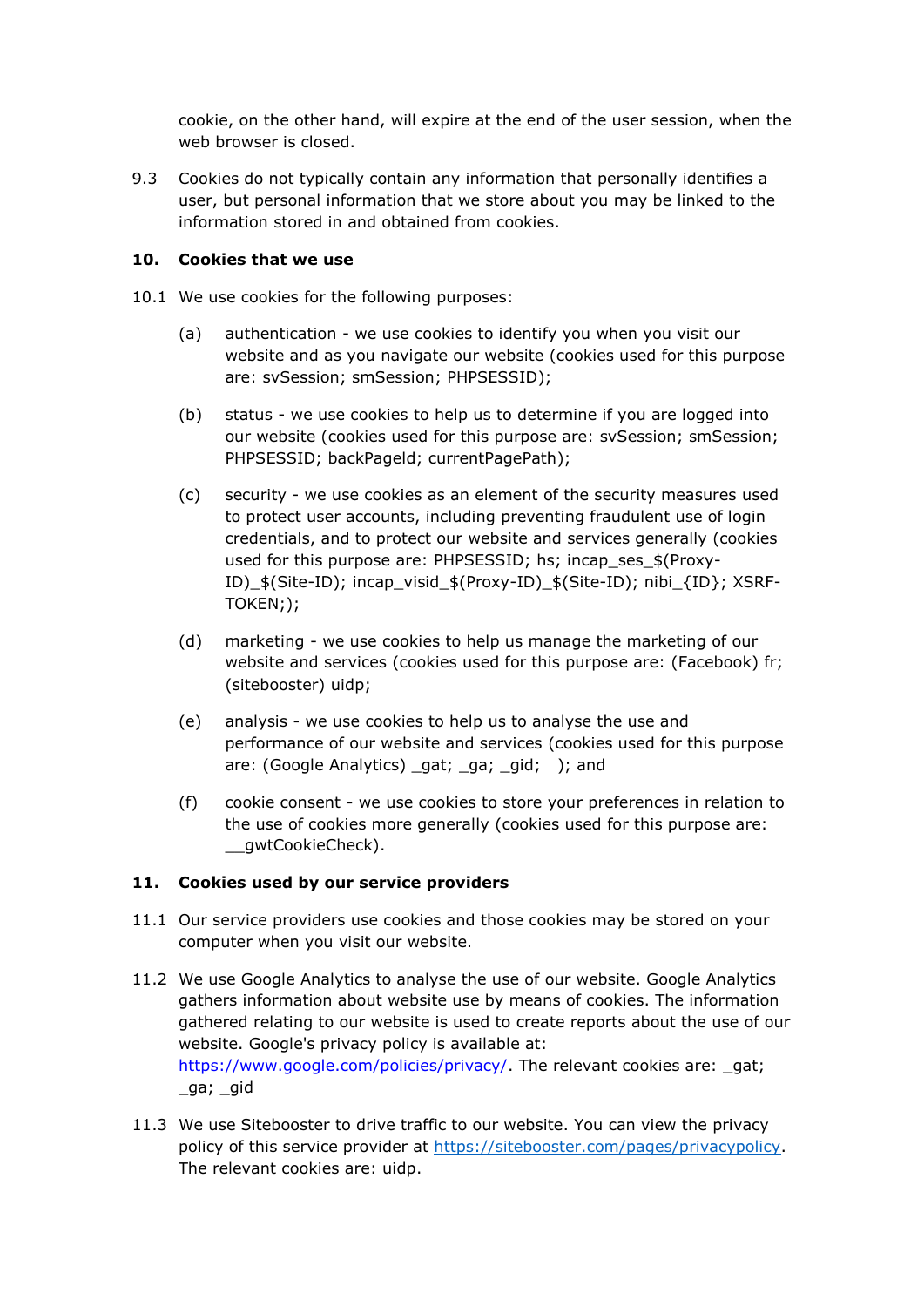cookie, on the other hand, will expire at the end of the user session, when the web browser is closed.

9.3 Cookies do not typically contain any information that personally identifies a user, but personal information that we store about you may be linked to the information stored in and obtained from cookies.

## 10. Cookies that we use

10.1 We use cookies for the following purposes:

(a) authentication - we use cookies to identify you when you visit our website and as you navigate our website (cookies used for this purpose are: svSession; smSession; PHPSESSID);

(b) status - we use cookies to help us to determine if you are logged into our website (cookies used for this purpose are: svSession; smSession; PHPSESSID; backPageId; currentPagePath);

(c) security - we use cookies as an element of the security measures used to protect user accounts, including preventing fraudulent use of login credentials, and to protect our website and services generally (cookies used for this purpose are: PHPSESSID; hs; incap_ses_$(Proxy-ID)_$(Site-ID); incap_visid_$(Proxy-ID)_$(Site-ID); nibi_{ID}; XSRF-TOKEN;);

(d) marketing - we use cookies to help us manage the marketing of our website and services (cookies used for this purpose are: (Facebook) fr; (sitebooster) uidp;

(e) analysis - we use cookies to help us to analyse the use and performance of our website and services (cookies used for this purpose are: (Google Analytics) _gat; _ga; _gid; ); and

(f) cookie consent - we use cookies to store your preferences in relation to the use of cookies more generally (cookies used for this purpose are: __gwtCookieCheck).

## 11. Cookies used by our service providers

11.1 Our service providers use cookies and those cookies may be stored on your computer when you visit our website.

11.2 We use Google Analytics to analyse the use of our website. Google Analytics gathers information about website use by means of cookies. The information gathered relating to our website is used to create reports about the use of our website. Google's privacy policy is available at: [https://www.google.com/policies/privacy/](https://www.google.com/policies/privacy/). The relevant cookies are: _gat; _ga; _gid

11.3 We use Sitebooster to drive traffic to our website. You can view the privacy policy of this service provider at [https://sitebooster.com/pages/privacypolicy](https://sitebooster.com/pages/privacypolicy). The relevant cookies are: uidp.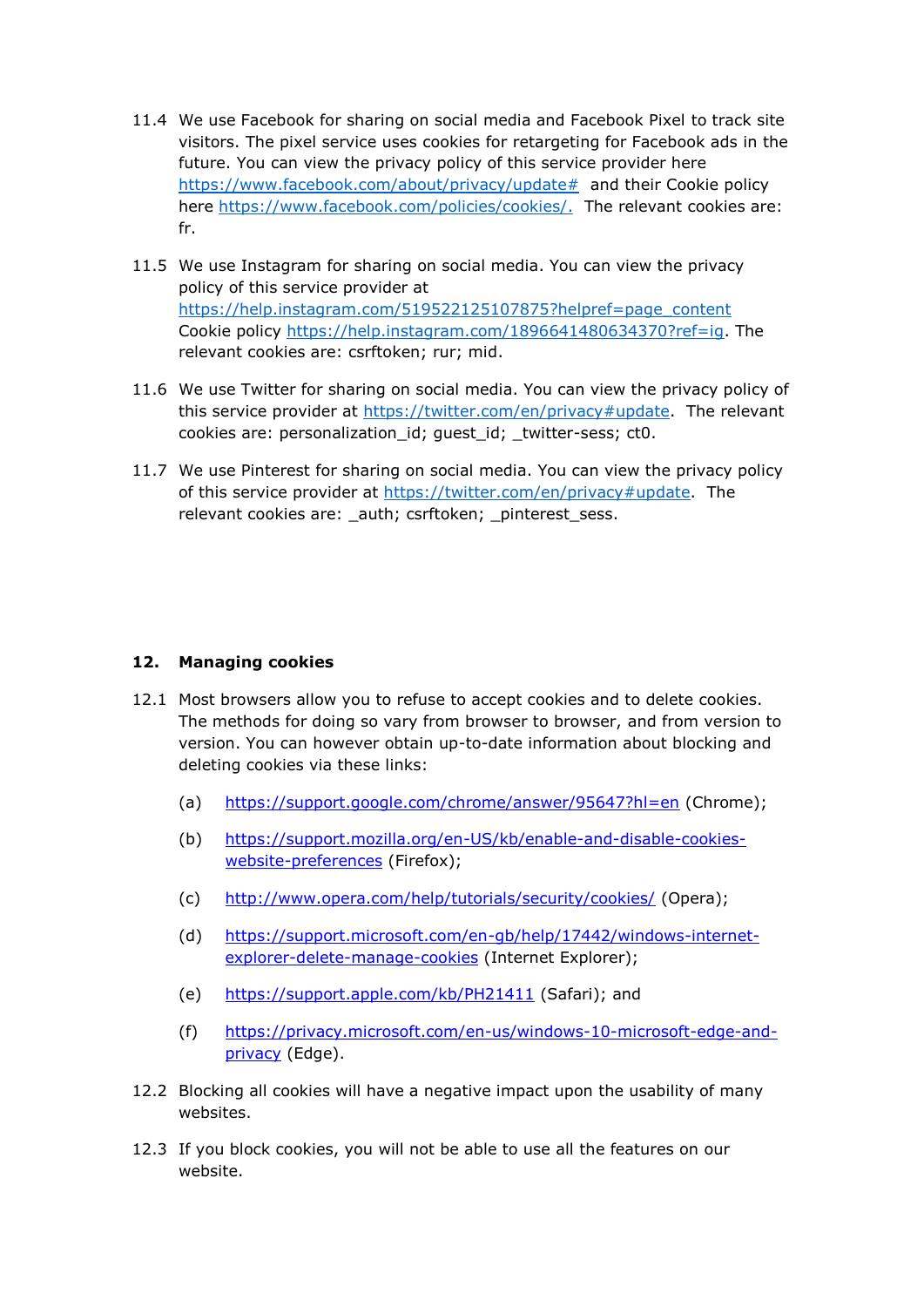11.4 We use Facebook for sharing on social media and Facebook Pixel to track site visitors. The pixel service uses cookies for retargeting for Facebook ads in the future. You can view the privacy policy of this service provider here https://www.facebook.com/about/privacy/update# and their Cookie policy here https://www.facebook.com/policies/cookies/. The relevant cookies are: fr.

11.5 We use Instagram for sharing on social media. You can view the privacy policy of this service provider at https://help.instagram.com/519522125107875?helpref=page_content Cookie policy https://help.instagram.com/1896641480634370?ref=ig. The relevant cookies are: csrftoken; rur; mid.

11.6 We use Twitter for sharing on social media. You can view the privacy policy of this service provider at https://twitter.com/en/privacy#update. The relevant cookies are: personalization_id; guest_id; _twitter-sess; ct0.

11.7 We use Pinterest for sharing on social media. You can view the privacy policy of this service provider at https://twitter.com/en/privacy#update. The relevant cookies are: _auth; csrftoken; _pinterest_sess.

## 12. Managing cookies

12.1 Most browsers allow you to refuse to accept cookies and to delete cookies. The methods for doing so vary from browser to browser, and from version to version. You can however obtain up-to-date information about blocking and deleting cookies via these links:

(a) https://support.google.com/chrome/answer/95647?hl=en (Chrome);

(b) https://support.mozilla.org/en-US/kb/enable-and-disable-cookies-website-preferences (Firefox);

(c) http://www.opera.com/help/tutorials/security/cookies/ (Opera);

(d) https://support.microsoft.com/en-gb/help/17442/windows-internet-explorer-delete-manage-cookies (Internet Explorer);

(e) https://support.apple.com/kb/PH21411 (Safari); and

(f) https://privacy.microsoft.com/en-us/windows-10-microsoft-edge-and-privacy (Edge).

12.2 Blocking all cookies will have a negative impact upon the usability of many websites.

12.3 If you block cookies, you will not be able to use all the features on our website.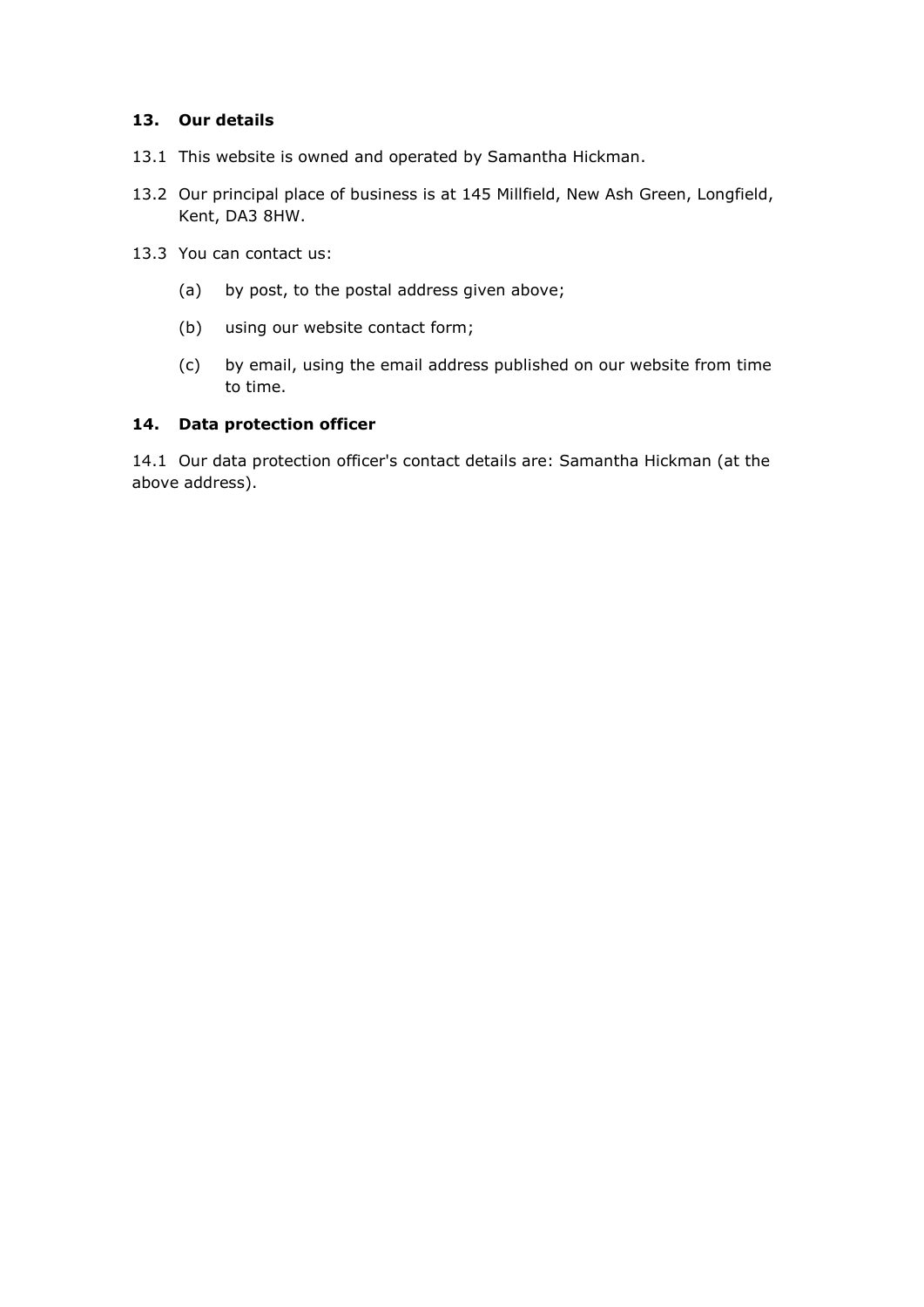## 13. Our details

13.1 This website is owned and operated by Samantha Hickman.

13.2 Our principal place of business is at 145 Millfield, New Ash Green, Longfield, Kent, DA3 8HW.

13.3 You can contact us:

(a) by post, to the postal address given above;

(b) using our website contact form;

(c) by email, using the email address published on our website from time to time.

## 14. Data protection officer

14.1 Our data protection officer's contact details are: Samantha Hickman (at the above address).